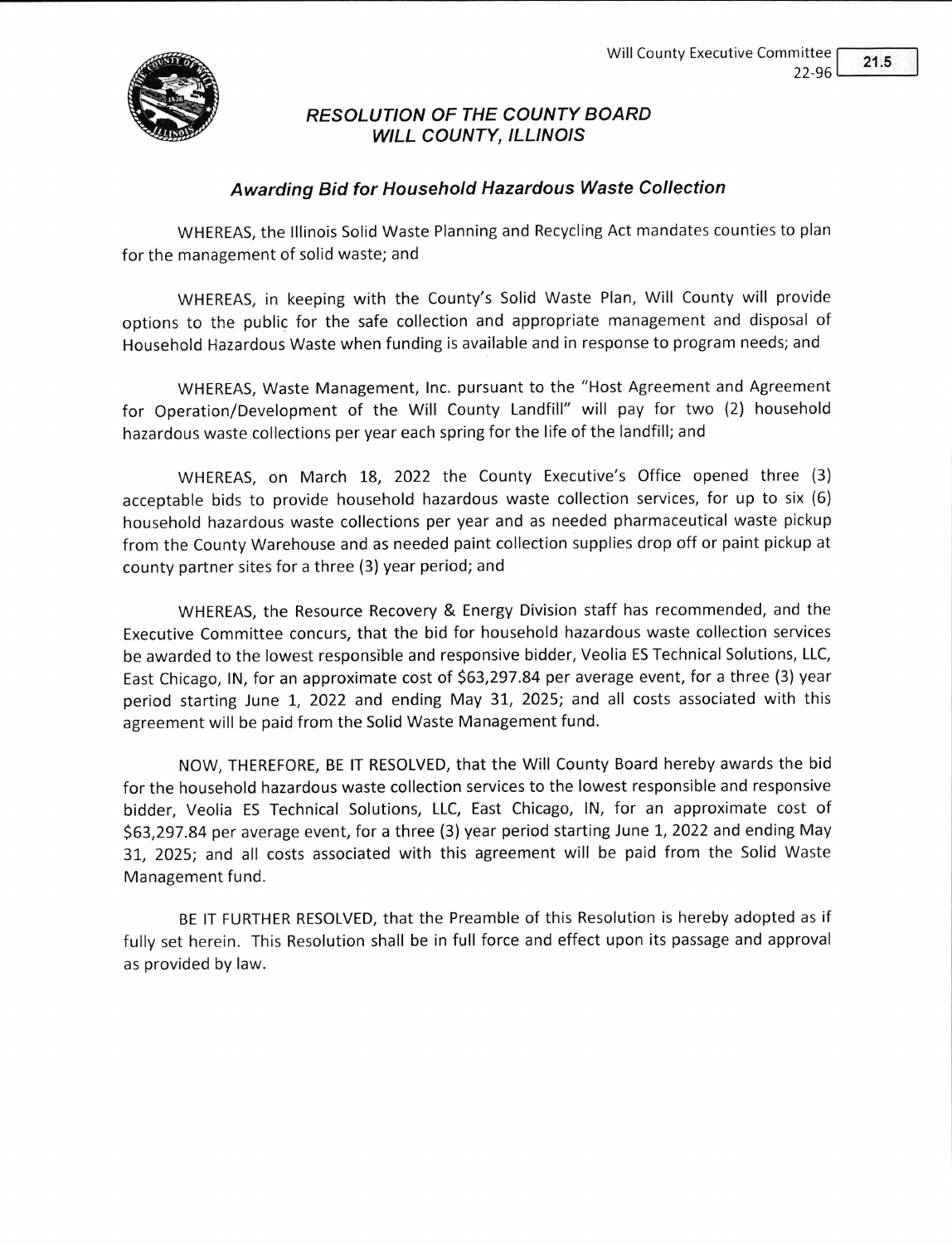Will County Executive Committee
22-96

21.5

## *RESOLUTION OF THE COUNTY BOARD WILL COUNTY, ILLINOIS*

### *Awarding Bid for Household Hazardous Waste Collection*

WHEREAS, the Illinois Solid Waste Planning and Recycling Act mandates counties to plan for the management of solid waste; and

WHEREAS, in keeping with the County's Solid Waste Plan, Will County will provide options to the public for the safe collection and appropriate management and disposal of Household Hazardous Waste when funding is available and in response to program needs; and

WHEREAS, Waste Management, Inc. pursuant to the "Host Agreement and Agreement for Operation/Development of the Will County Landfill" will pay for two (2) household hazardous waste collections per year each spring for the life of the landfill; and

WHEREAS, on March 18, 2022 the County Executive's Office opened three (3) acceptable bids to provide household hazardous waste collection services, for up to six (6) household hazardous waste collections per year and as needed pharmaceutical waste pickup from the County Warehouse and as needed paint collection supplies drop off or paint pickup at county partner sites for a three (3) year period; and

WHEREAS, the Resource Recovery & Energy Division staff has recommended, and the Executive Committee concurs, that the bid for household hazardous waste collection services be awarded to the lowest responsible and responsive bidder, Veolia ES Technical Solutions, LLC, East Chicago, IN, for an approximate cost of $63,297.84 per average event, for a three (3) year period starting June 1, 2022 and ending May 31, 2025; and all costs associated with this agreement will be paid from the Solid Waste Management fund.

NOW, THEREFORE, BE IT RESOLVED, that the Will County Board hereby awards the bid for the household hazardous waste collection services to the lowest responsible and responsive bidder, Veolia ES Technical Solutions, LLC, East Chicago, IN, for an approximate cost of $63,297.84 per average event, for a three (3) year period starting June 1, 2022 and ending May 31, 2025; and all costs associated with this agreement will be paid from the Solid Waste Management fund.

BE IT FURTHER RESOLVED, that the Preamble of this Resolution is hereby adopted as if fully set herein. This Resolution shall be in full force and effect upon its passage and approval as provided by law.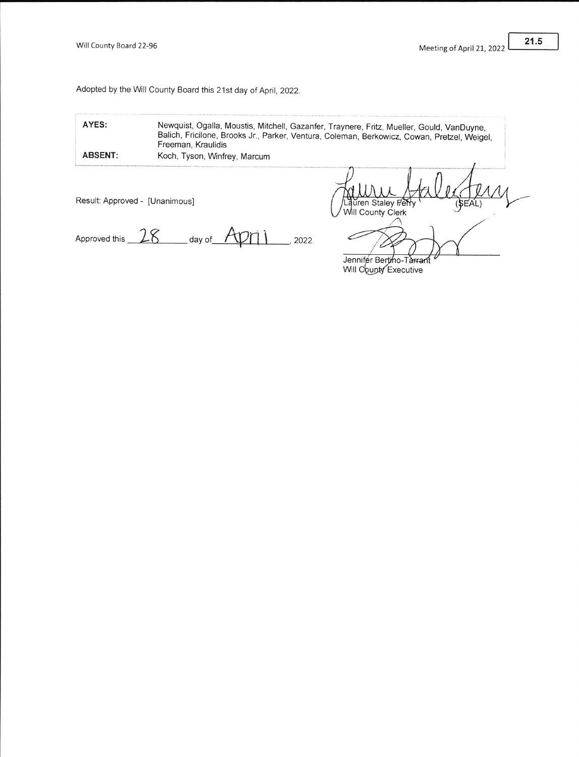Adopted by the Will County Board this 21st day of April, 2022.

| | |
|---|---|
| AYES: | Newquist, Ogalla, Moustis, Mitchell, Gazanfer, Traynere, Fritz, Mueller, Gould, VanDuyne, Balich, Fricilone, Brooks Jr., Parker, Ventura, Coleman, Berkowicz, Cowan, Pretzel, Weigel, Freeman, Kraulidis |
| ABSENT: | Koch, Tyson, Winfrey, Marcum |

Result: Approved - [Unanimous]

Lauren Staley Ferry (SEAL)
Will County Clerk

Approved this 28 day of April, 2022.

Jennifer Bertino-Tarrant
Will County Executive